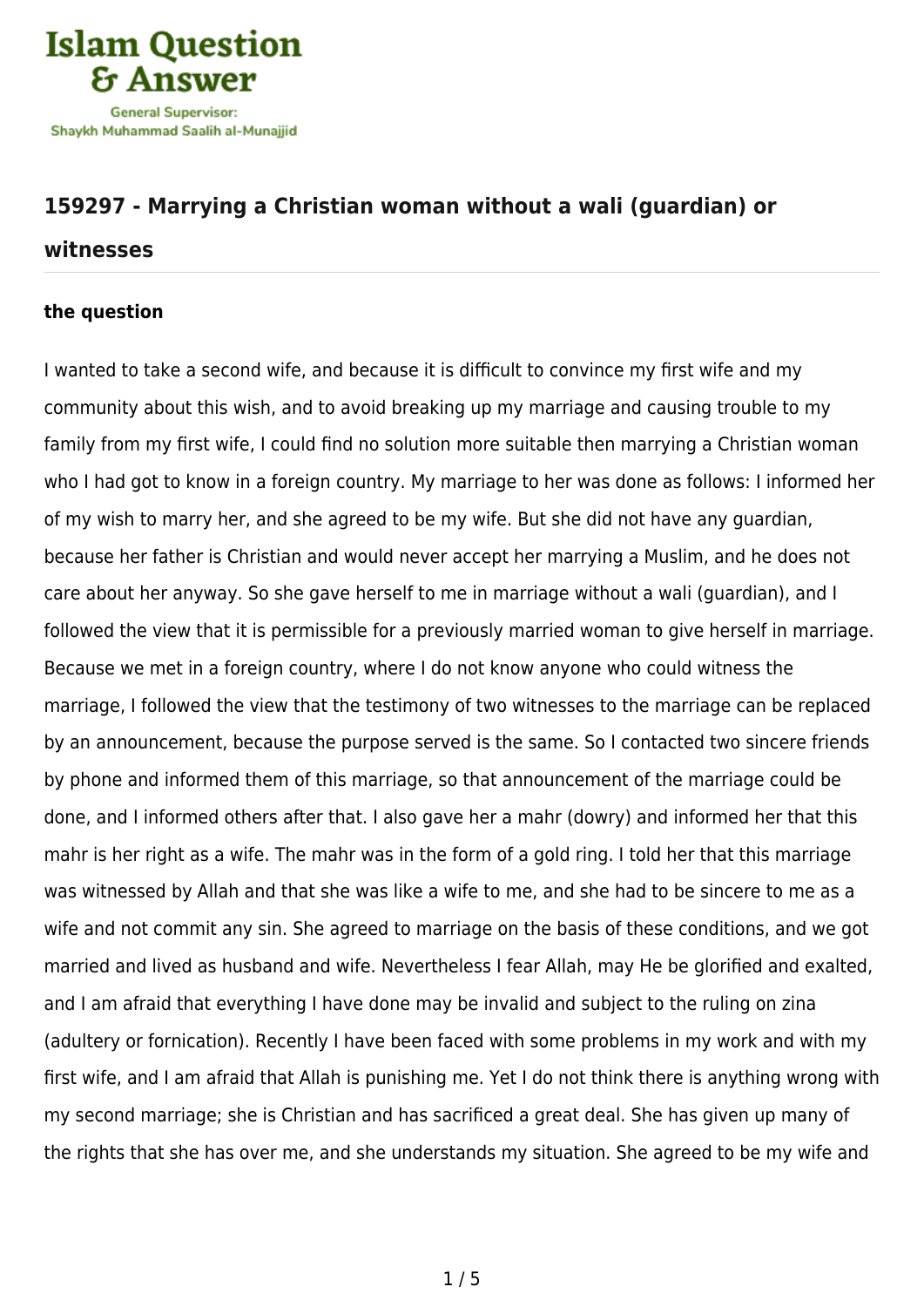## 159297 - Marrying a Christian woman without a wali (guardian) or witnesses

### the question

I wanted to take a second wife, and because it is difficult to convince my first wife and my community about this wish, and to avoid breaking up my marriage and causing trouble to my family from my first wife, I could find no solution more suitable then marrying a Christian woman who I had got to know in a foreign country. My marriage to her was done as follows: I informed her of my wish to marry her, and she agreed to be my wife. But she did not have any guardian, because her father is Christian and would never accept her marrying a Muslim, and he does not care about her anyway. So she gave herself to me in marriage without a wali (guardian), and I followed the view that it is permissible for a previously married woman to give herself in marriage. Because we met in a foreign country, where I do not know anyone who could witness the marriage, I followed the view that the testimony of two witnesses to the marriage can be replaced by an announcement, because the purpose served is the same. So I contacted two sincere friends by phone and informed them of this marriage, so that announcement of the marriage could be done, and I informed others after that. I also gave her a mahr (dowry) and informed her that this mahr is her right as a wife. The mahr was in the form of a gold ring. I told her that this marriage was witnessed by Allah and that she was like a wife to me, and she had to be sincere to me as a wife and not commit any sin. She agreed to marriage on the basis of these conditions, and we got married and lived as husband and wife. Nevertheless I fear Allah, may He be glorified and exalted, and I am afraid that everything I have done may be invalid and subject to the ruling on zina (adultery or fornication). Recently I have been faced with some problems in my work and with my first wife, and I am afraid that Allah is punishing me. Yet I do not think there is anything wrong with my second marriage; she is Christian and has sacrificed a great deal. She has given up many of the rights that she has over me, and she understands my situation. She agreed to be my wife and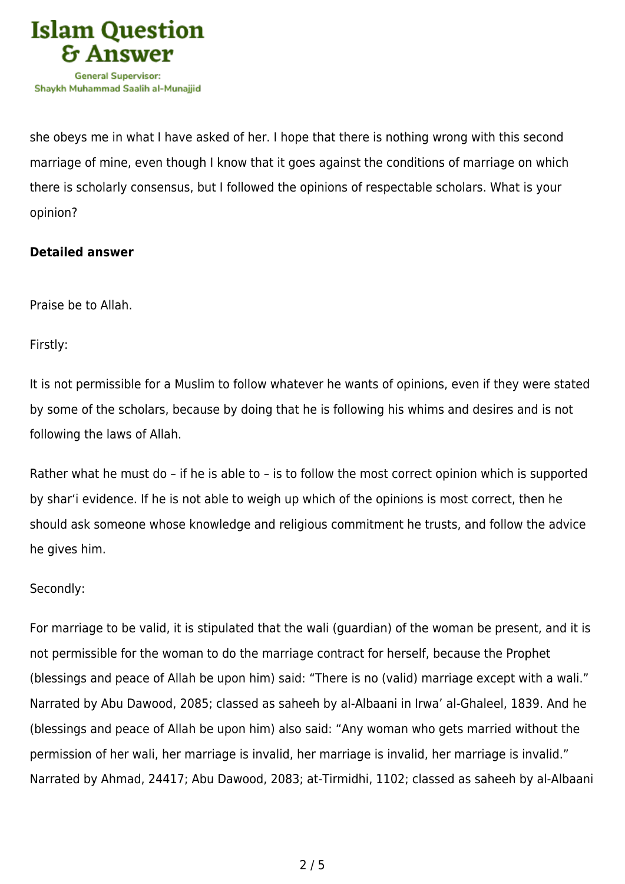she obeys me in what I have asked of her. I hope that there is nothing wrong with this second marriage of mine, even though I know that it goes against the conditions of marriage on which there is scholarly consensus, but I followed the opinions of respectable scholars. What is your opinion?

**Detailed answer**

Praise be to Allah.

Firstly:

It is not permissible for a Muslim to follow whatever he wants of opinions, even if they were stated by some of the scholars, because by doing that he is following his whims and desires and is not following the laws of Allah.

Rather what he must do – if he is able to – is to follow the most correct opinion which is supported by shar'i evidence. If he is not able to weigh up which of the opinions is most correct, then he should ask someone whose knowledge and religious commitment he trusts, and follow the advice he gives him.

Secondly:

For marriage to be valid, it is stipulated that the wali (guardian) of the woman be present, and it is not permissible for the woman to do the marriage contract for herself, because the Prophet (blessings and peace of Allah be upon him) said: "There is no (valid) marriage except with a wali." Narrated by Abu Dawood, 2085; classed as saheeh by al-Albaani in Irwa' al-Ghaleel, 1839. And he (blessings and peace of Allah be upon him) also said: "Any woman who gets married without the permission of her wali, her marriage is invalid, her marriage is invalid, her marriage is invalid." Narrated by Ahmad, 24417; Abu Dawood, 2083; at-Tirmidhi, 1102; classed as saheeh by al-Albaani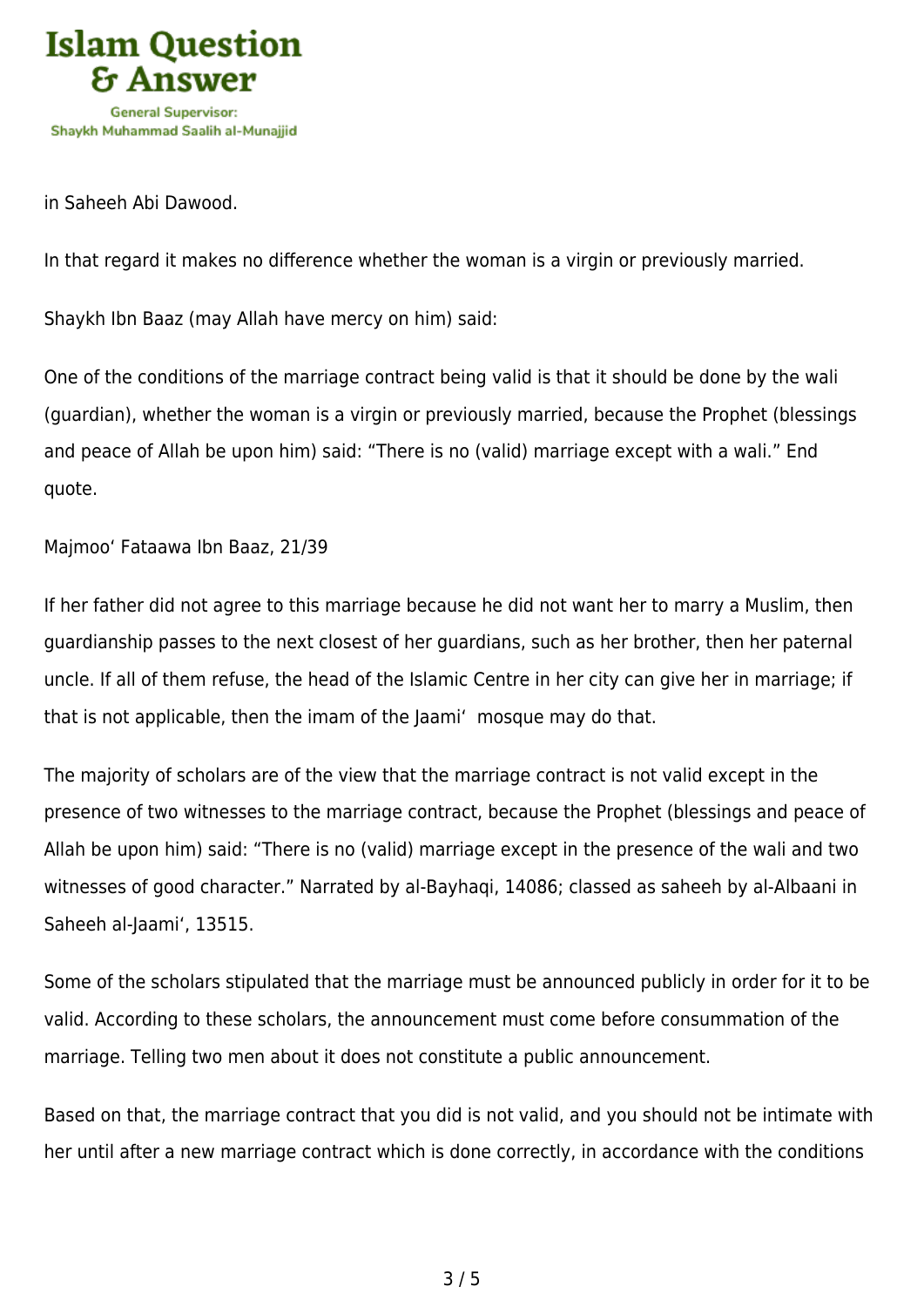in Saheeh Abi Dawood.

In that regard it makes no difference whether the woman is a virgin or previously married.

Shaykh Ibn Baaz (may Allah have mercy on him) said:

One of the conditions of the marriage contract being valid is that it should be done by the wali (guardian), whether the woman is a virgin or previously married, because the Prophet (blessings and peace of Allah be upon him) said: "There is no (valid) marriage except with a wali." End quote.

Majmoo' Fataawa Ibn Baaz, 21/39

If her father did not agree to this marriage because he did not want her to marry a Muslim, then guardianship passes to the next closest of her guardians, such as her brother, then her paternal uncle. If all of them refuse, the head of the Islamic Centre in her city can give her in marriage; if that is not applicable, then the imam of the Jaami' mosque may do that.

The majority of scholars are of the view that the marriage contract is not valid except in the presence of two witnesses to the marriage contract, because the Prophet (blessings and peace of Allah be upon him) said: "There is no (valid) marriage except in the presence of the wali and two witnesses of good character." Narrated by al-Bayhaqi, 14086; classed as saheeh by al-Albaani in Saheeh al-Jaami', 13515.

Some of the scholars stipulated that the marriage must be announced publicly in order for it to be valid. According to these scholars, the announcement must come before consummation of the marriage. Telling two men about it does not constitute a public announcement.

Based on that, the marriage contract that you did is not valid, and you should not be intimate with her until after a new marriage contract which is done correctly, in accordance with the conditions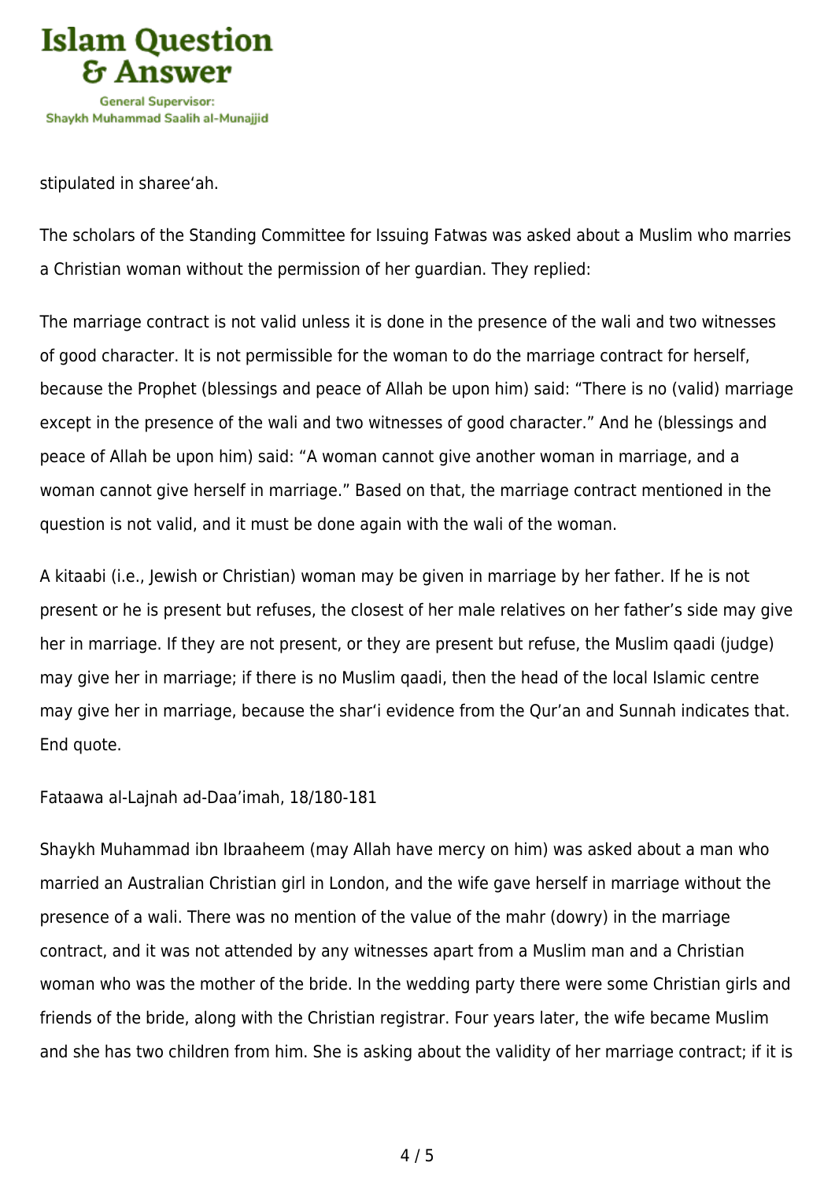stipulated in sharee‘ah.

The scholars of the Standing Committee for Issuing Fatwas was asked about a Muslim who marries a Christian woman without the permission of her guardian. They replied:

The marriage contract is not valid unless it is done in the presence of the wali and two witnesses of good character. It is not permissible for the woman to do the marriage contract for herself, because the Prophet (blessings and peace of Allah be upon him) said: "There is no (valid) marriage except in the presence of the wali and two witnesses of good character." And he (blessings and peace of Allah be upon him) said: "A woman cannot give another woman in marriage, and a woman cannot give herself in marriage." Based on that, the marriage contract mentioned in the question is not valid, and it must be done again with the wali of the woman.

A kitaabi (i.e., Jewish or Christian) woman may be given in marriage by her father. If he is not present or he is present but refuses, the closest of her male relatives on her father's side may give her in marriage. If they are not present, or they are present but refuse, the Muslim qaadi (judge) may give her in marriage; if there is no Muslim qaadi, then the head of the local Islamic centre may give her in marriage, because the shar‘i evidence from the Qur'an and Sunnah indicates that. End quote.

Fataawa al-Lajnah ad-Daa'imah, 18/180-181

Shaykh Muhammad ibn Ibraaheem (may Allah have mercy on him) was asked about a man who married an Australian Christian girl in London, and the wife gave herself in marriage without the presence of a wali. There was no mention of the value of the mahr (dowry) in the marriage contract, and it was not attended by any witnesses apart from a Muslim man and a Christian woman who was the mother of the bride. In the wedding party there were some Christian girls and friends of the bride, along with the Christian registrar. Four years later, the wife became Muslim and she has two children from him. She is asking about the validity of her marriage contract; if it is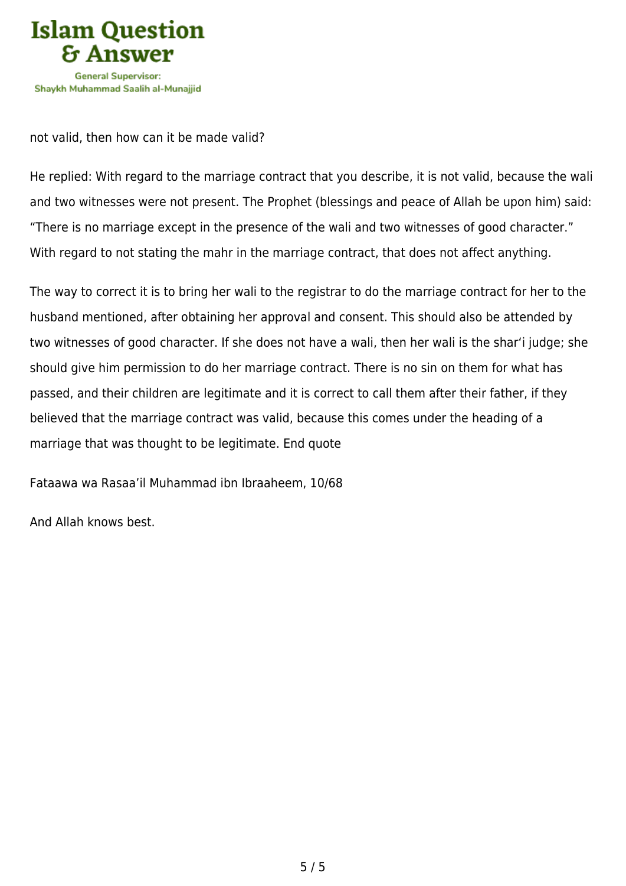not valid, then how can it be made valid?

He replied: With regard to the marriage contract that you describe, it is not valid, because the wali and two witnesses were not present. The Prophet (blessings and peace of Allah be upon him) said: "There is no marriage except in the presence of the wali and two witnesses of good character." With regard to not stating the mahr in the marriage contract, that does not affect anything.

The way to correct it is to bring her wali to the registrar to do the marriage contract for her to the husband mentioned, after obtaining her approval and consent. This should also be attended by two witnesses of good character. If she does not have a wali, then her wali is the shar'i judge; she should give him permission to do her marriage contract. There is no sin on them for what has passed, and their children are legitimate and it is correct to call them after their father, if they believed that the marriage contract was valid, because this comes under the heading of a marriage that was thought to be legitimate. End quote

Fataawa wa Rasaa'il Muhammad ibn Ibraaheem, 10/68

And Allah knows best.